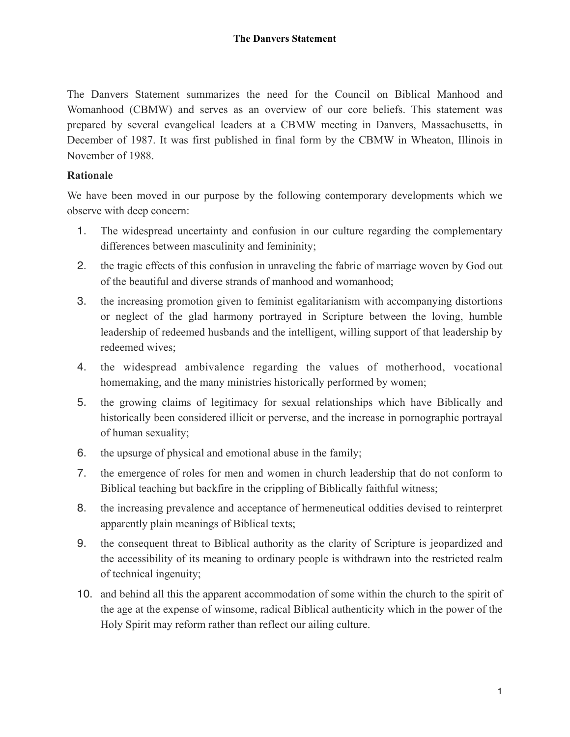# The Danvers Statement

The Danvers Statement summarizes the need for the Council on Biblical Manhood and Womanhood (CBMW) and serves as an overview of our core beliefs. This statement was prepared by several evangelical leaders at a CBMW meeting in Danvers, Massachusetts, in December of 1987. It was first published in final form by the CBMW in Wheaton, Illinois in November of 1988.

## Rationale

We have been moved in our purpose by the following contemporary developments which we observe with deep concern:

1. The widespread uncertainty and confusion in our culture regarding the complementary differences between masculinity and femininity;
2. the tragic effects of this confusion in unraveling the fabric of marriage woven by God out of the beautiful and diverse strands of manhood and womanhood;
3. the increasing promotion given to feminist egalitarianism with accompanying distortions or neglect of the glad harmony portrayed in Scripture between the loving, humble leadership of redeemed husbands and the intelligent, willing support of that leadership by redeemed wives;
4. the widespread ambivalence regarding the values of motherhood, vocational homemaking, and the many ministries historically performed by women;
5. the growing claims of legitimacy for sexual relationships which have Biblically and historically been considered illicit or perverse, and the increase in pornographic portrayal of human sexuality;
6. the upsurge of physical and emotional abuse in the family;
7. the emergence of roles for men and women in church leadership that do not conform to Biblical teaching but backfire in the crippling of Biblically faithful witness;
8. the increasing prevalence and acceptance of hermeneutical oddities devised to reinterpret apparently plain meanings of Biblical texts;
9. the consequent threat to Biblical authority as the clarity of Scripture is jeopardized and the accessibility of its meaning to ordinary people is withdrawn into the restricted realm of technical ingenuity;
10. and behind all this the apparent accommodation of some within the church to the spirit of the age at the expense of winsome, radical Biblical authenticity which in the power of the Holy Spirit may reform rather than reflect our ailing culture.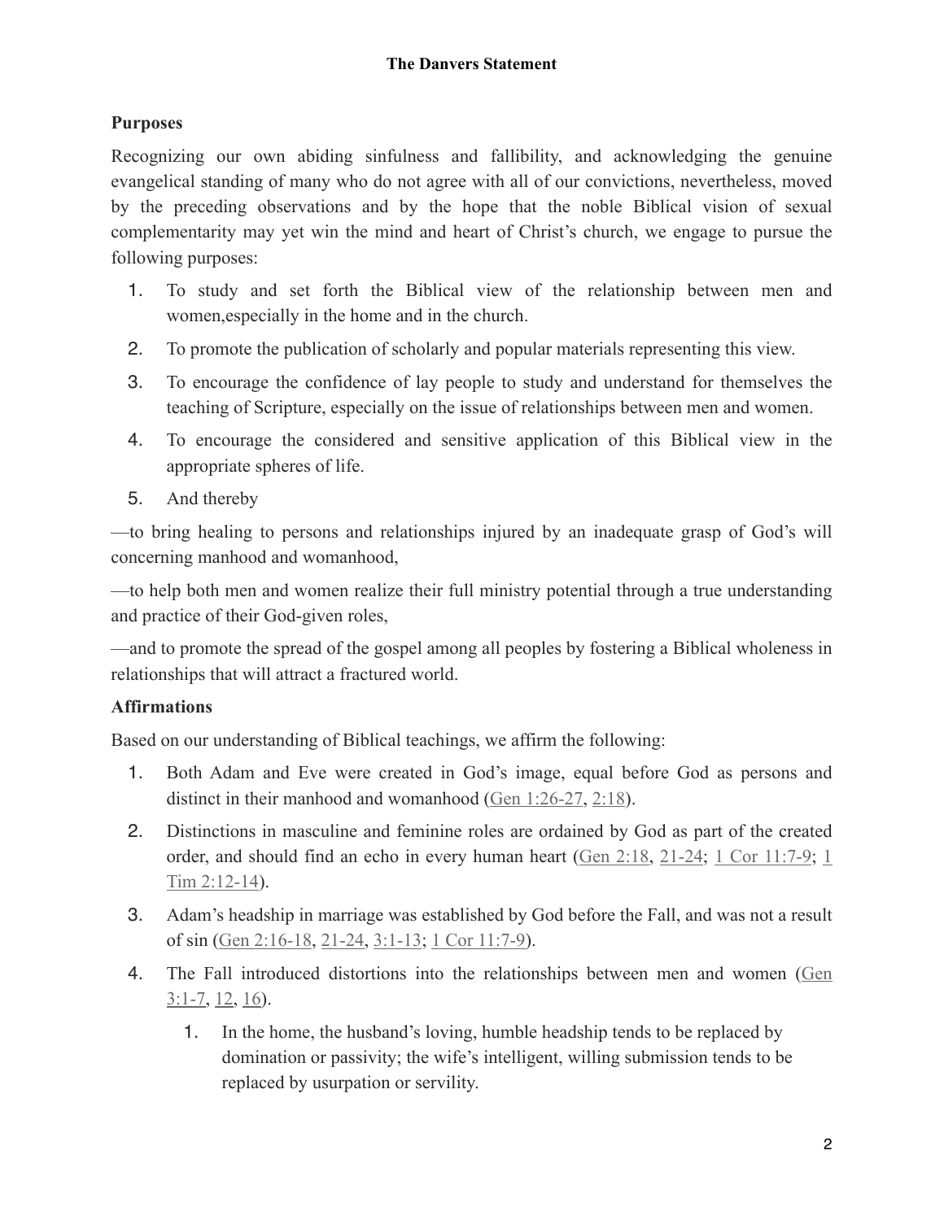**The Danvers Statement**

## Purposes

Recognizing our own abiding sinfulness and fallibility, and acknowledging the genuine evangelical standing of many who do not agree with all of our convictions, nevertheless, moved by the preceding observations and by the hope that the noble Biblical vision of sexual complementarity may yet win the mind and heart of Christ's church, we engage to pursue the following purposes:

1. To study and set forth the Biblical view of the relationship between men and women,especially in the home and in the church.
2. To promote the publication of scholarly and popular materials representing this view.
3. To encourage the confidence of lay people to study and understand for themselves the teaching of Scripture, especially on the issue of relationships between men and women.
4. To encourage the considered and sensitive application of this Biblical view in the appropriate spheres of life.
5. And thereby

—to bring healing to persons and relationships injured by an inadequate grasp of God's will concerning manhood and womanhood,

—to help both men and women realize their full ministry potential through a true understanding and practice of their God-given roles,

—and to promote the spread of the gospel among all peoples by fostering a Biblical wholeness in relationships that will attract a fractured world.

## Affirmations

Based on our understanding of Biblical teachings, we affirm the following:

1. Both Adam and Eve were created in God's image, equal before God as persons and distinct in their manhood and womanhood (Gen 1:26-27, 2:18).
2. Distinctions in masculine and feminine roles are ordained by God as part of the created order, and should find an echo in every human heart (Gen 2:18, 21-24; 1 Cor 11:7-9; 1 Tim 2:12-14).
3. Adam's headship in marriage was established by God before the Fall, and was not a result of sin (Gen 2:16-18, 21-24, 3:1-13; 1 Cor 11:7-9).
4. The Fall introduced distortions into the relationships between men and women (Gen 3:1-7, 12, 16).
    1. In the home, the husband's loving, humble headship tends to be replaced by domination or passivity; the wife's intelligent, willing submission tends to be replaced by usurpation or servility.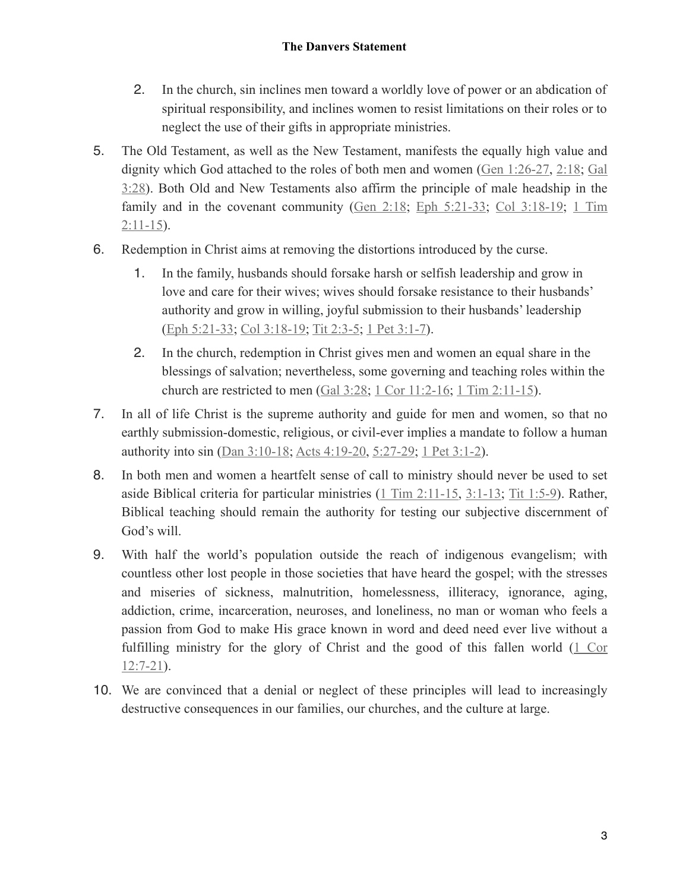2. In the church, sin inclines men toward a worldly love of power or an abdication of spiritual responsibility, and inclines women to resist limitations on their roles or to neglect the use of their gifts in appropriate ministries.

5. The Old Testament, as well as the New Testament, manifests the equally high value and dignity which God attached to the roles of both men and women (Gen 1:26-27, 2:18; Gal 3:28). Both Old and New Testaments also affirm the principle of male headship in the family and in the covenant community (Gen 2:18; Eph 5:21-33; Col 3:18-19; 1 Tim 2:11-15).

6. Redemption in Christ aims at removing the distortions introduced by the curse.
   1. In the family, husbands should forsake harsh or selfish leadership and grow in love and care for their wives; wives should forsake resistance to their husbands' authority and grow in willing, joyful submission to their husbands' leadership (Eph 5:21-33; Col 3:18-19; Tit 2:3-5; 1 Pet 3:1-7).
   2. In the church, redemption in Christ gives men and women an equal share in the blessings of salvation; nevertheless, some governing and teaching roles within the church are restricted to men (Gal 3:28; 1 Cor 11:2-16; 1 Tim 2:11-15).

7. In all of life Christ is the supreme authority and guide for men and women, so that no earthly submission-domestic, religious, or civil-ever implies a mandate to follow a human authority into sin (Dan 3:10-18; Acts 4:19-20, 5:27-29; 1 Pet 3:1-2).

8. In both men and women a heartfelt sense of call to ministry should never be used to set aside Biblical criteria for particular ministries (1 Tim 2:11-15, 3:1-13; Tit 1:5-9). Rather, Biblical teaching should remain the authority for testing our subjective discernment of God's will.

9. With half the world's population outside the reach of indigenous evangelism; with countless other lost people in those societies that have heard the gospel; with the stresses and miseries of sickness, malnutrition, homelessness, illiteracy, ignorance, aging, addiction, crime, incarceration, neuroses, and loneliness, no man or woman who feels a passion from God to make His grace known in word and deed need ever live without a fulfilling ministry for the glory of Christ and the good of this fallen world (1 Cor 12:7-21).

10. We are convinced that a denial or neglect of these principles will lead to increasingly destructive consequences in our families, our churches, and the culture at large.